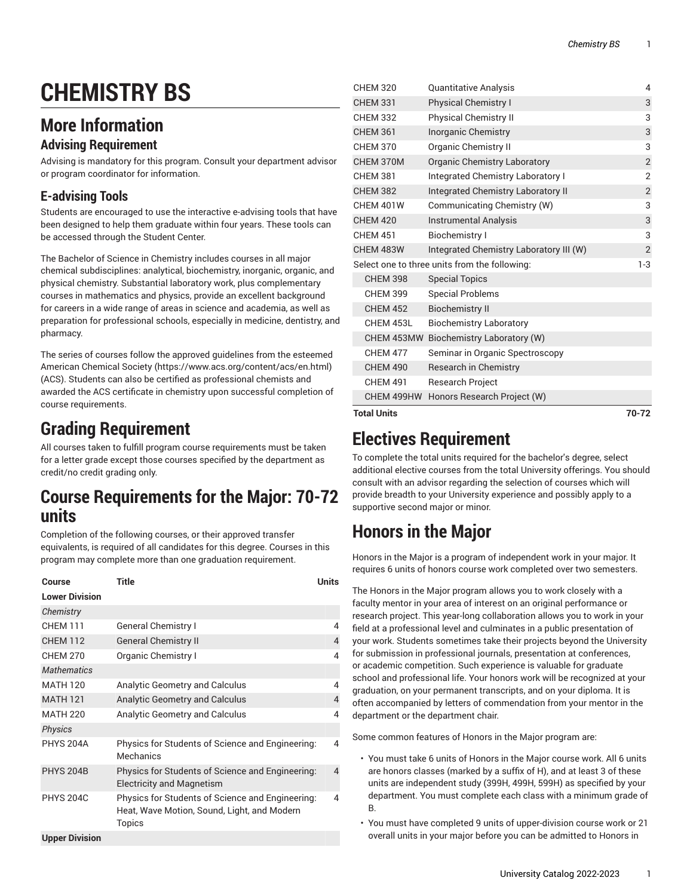# CHEMISTRY BS

## More Information

### Advising Requirement

Advising is mandatory for this program. Consult your department advisor or program coordinator for information.

### E-advising Tools

Students are encouraged to use the interactive e-advising tools that have been designed to help them graduate within four years. These tools can be accessed through the Student Center.

The Bachelor of Science in Chemistry includes courses in all major chemical subdisciplines: analytical, biochemistry, inorganic, organic, and physical chemistry. Substantial laboratory work, plus complementary courses in mathematics and physics, provide an excellent background for careers in a wide range of areas in science and academia, as well as preparation for professional schools, especially in medicine, dentistry, and pharmacy.

The series of courses follow the approved guidelines from the esteemed American Chemical Society (https://www.acs.org/content/acs/en.html) (ACS). Students can also be certified as professional chemists and awarded the ACS certificate in chemistry upon successful completion of course requirements.

# Grading Requirement

All courses taken to fulfill program course requirements must be taken for a letter grade except those courses specified by the department as credit/no credit grading only.

# Course Requirements for the Major: 70-72 units

Completion of the following courses, or their approved transfer equivalents, is required of all candidates for this degree. Courses in this program may complete more than one graduation requirement.

| Course | Title | Units |
|---|---|---|
| **Lower Division** | | |
| *Chemistry* | | |
| CHEM 111 | General Chemistry I | 4 |
| CHEM 112 | General Chemistry II | 4 |
| CHEM 270 | Organic Chemistry I | 4 |
| *Mathematics* | | |
| MATH 120 | Analytic Geometry and Calculus | 4 |
| MATH 121 | Analytic Geometry and Calculus | 4 |
| MATH 220 | Analytic Geometry and Calculus | 4 |
| *Physics* | | |
| PHYS 204A | Physics for Students of Science and Engineering: Mechanics | 4 |
| PHYS 204B | Physics for Students of Science and Engineering: Electricity and Magnetism | 4 |
| PHYS 204C | Physics for Students of Science and Engineering: Heat, Wave Motion, Sound, Light, and Modern Topics | 4 |
| **Upper Division** | | |
| CHEM 320 | Quantitative Analysis | 4 |
| CHEM 331 | Physical Chemistry I | 3 |
| CHEM 332 | Physical Chemistry II | 3 |
| CHEM 361 | Inorganic Chemistry | 3 |
| CHEM 370 | Organic Chemistry II | 3 |
| CHEM 370M | Organic Chemistry Laboratory | 2 |
| CHEM 381 | Integrated Chemistry Laboratory I | 2 |
| CHEM 382 | Integrated Chemistry Laboratory II | 2 |
| CHEM 401W | Communicating Chemistry (W) | 3 |
| CHEM 420 | Instrumental Analysis | 3 |
| CHEM 451 | Biochemistry I | 3 |
| CHEM 483W | Integrated Chemistry Laboratory III (W) | 2 |
| Select one to three units from the following: | | 1-3 |
| CHEM 398 | Special Topics | |
| CHEM 399 | Special Problems | |
| CHEM 452 | Biochemistry II | |
| CHEM 453L | Biochemistry Laboratory | |
| CHEM 453MW | Biochemistry Laboratory (W) | |
| CHEM 477 | Seminar in Organic Spectroscopy | |
| CHEM 490 | Research in Chemistry | |
| CHEM 491 | Research Project | |
| CHEM 499HW | Honors Research Project (W) | |
| **Total Units** | | **70-72** |

# Electives Requirement

To complete the total units required for the bachelor's degree, select additional elective courses from the total University offerings. You should consult with an advisor regarding the selection of courses which will provide breadth to your University experience and possibly apply to a supportive second major or minor.

# Honors in the Major

Honors in the Major is a program of independent work in your major. It requires 6 units of honors course work completed over two semesters.

The Honors in the Major program allows you to work closely with a faculty mentor in your area of interest on an original performance or research project. This year-long collaboration allows you to work in your field at a professional level and culminates in a public presentation of your work. Students sometimes take their projects beyond the University for submission in professional journals, presentation at conferences, or academic competition. Such experience is valuable for graduate school and professional life. Your honors work will be recognized at your graduation, on your permanent transcripts, and on your diploma. It is often accompanied by letters of commendation from your mentor in the department or the department chair.

Some common features of Honors in the Major program are:

- You must take 6 units of Honors in the Major course work. All 6 units are honors classes (marked by a suffix of H), and at least 3 of these units are independent study (399H, 499H, 599H) as specified by your department. You must complete each class with a minimum grade of B.
- You must have completed 9 units of upper-division course work or 21 overall units in your major before you can be admitted to Honors in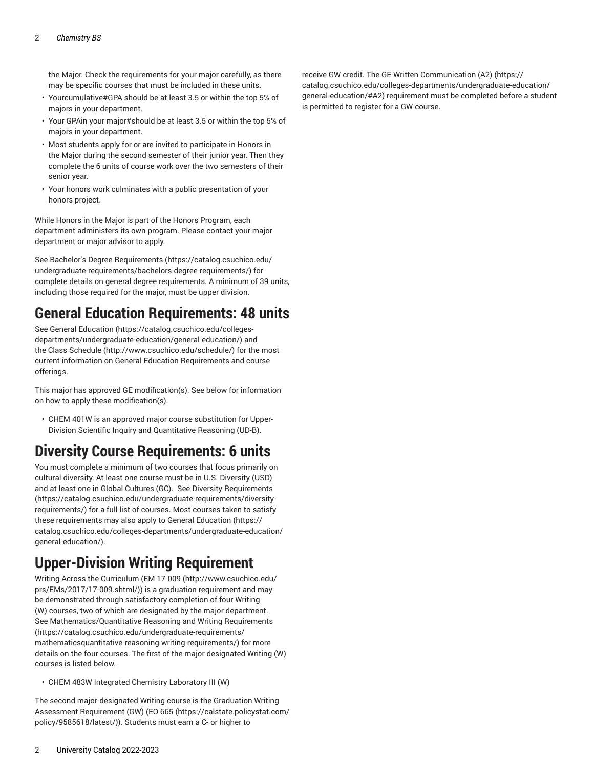the Major. Check the requirements for your major carefully, as there may be specific courses that must be included in these units.

- Yourcumulative#GPA should be at least 3.5 or within the top 5% of majors in your department.
- Your GPAin your major#should be at least 3.5 or within the top 5% of majors in your department.
- Most students apply for or are invited to participate in Honors in the Major during the second semester of their junior year. Then they complete the 6 units of course work over the two semesters of their senior year.
- Your honors work culminates with a public presentation of your honors project.

While Honors in the Major is part of the Honors Program, each department administers its own program. Please contact your major department or major advisor to apply.

See Bachelor's Degree Requirements (https://catalog.csuchico.edu/undergraduate-requirements/bachelors-degree-requirements/) for complete details on general degree requirements. A minimum of 39 units, including those required for the major, must be upper division.

## General Education Requirements: 48 units

See General Education (https://catalog.csuchico.edu/colleges-departments/undergraduate-education/general-education/) and the Class Schedule (http://www.csuchico.edu/schedule/) for the most current information on General Education Requirements and course offerings.

This major has approved GE modification(s). See below for information on how to apply these modification(s).

- CHEM 401W is an approved major course substitution for Upper-Division Scientific Inquiry and Quantitative Reasoning (UD-B).

## Diversity Course Requirements: 6 units

You must complete a minimum of two courses that focus primarily on cultural diversity. At least one course must be in U.S. Diversity (USD) and at least one in Global Cultures (GC). See Diversity Requirements (https://catalog.csuchico.edu/undergraduate-requirements/diversity-requirements/) for a full list of courses. Most courses taken to satisfy these requirements may also apply to General Education (https://catalog.csuchico.edu/colleges-departments/undergraduate-education/general-education/).

## Upper-Division Writing Requirement

Writing Across the Curriculum (EM 17-009 (http://www.csuchico.edu/prs/EMs/2017/17-009.shtml/)) is a graduation requirement and may be demonstrated through satisfactory completion of four Writing (W) courses, two of which are designated by the major department. See Mathematics/Quantitative Reasoning and Writing Requirements (https://catalog.csuchico.edu/undergraduate-requirements/mathematicsquantitative-reasoning-writing-requirements/) for more details on the four courses. The first of the major designated Writing (W) courses is listed below.

- CHEM 483W Integrated Chemistry Laboratory III (W)

The second major-designated Writing course is the Graduation Writing Assessment Requirement (GW) (EO 665 (https://calstate.policystat.com/policy/9585618/latest/)). Students must earn a C- or higher to receive GW credit. The GE Written Communication (A2) (https://catalog.csuchico.edu/colleges-departments/undergraduate-education/general-education/#A2) requirement must be completed before a student is permitted to register for a GW course.